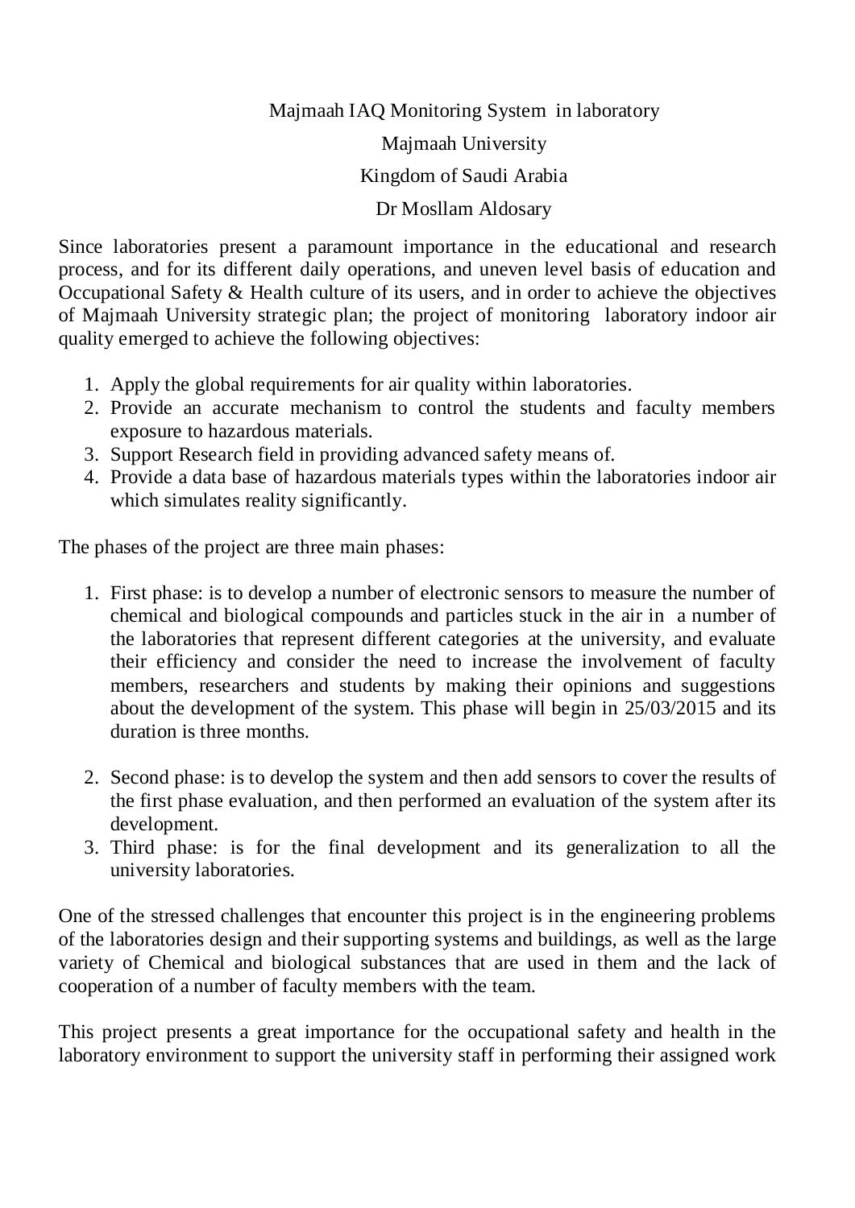# Majmaah IAQ Monitoring System in laboratory

Majmaah University

Kingdom of Saudi Arabia

Dr Mosllam Aldosary

Since laboratories present a paramount importance in the educational and research process, and for its different daily operations, and uneven level basis of education and Occupational Safety & Health culture of its users, and in order to achieve the objectives of Majmaah University strategic plan; the project of monitoring laboratory indoor air quality emerged to achieve the following objectives:

1. Apply the global requirements for air quality within laboratories.
2. Provide an accurate mechanism to control the students and faculty members exposure to hazardous materials.
3. Support Research field in providing advanced safety means of.
4. Provide a data base of hazardous materials types within the laboratories indoor air which simulates reality significantly.

The phases of the project are three main phases:

1. First phase: is to develop a number of electronic sensors to measure the number of chemical and biological compounds and particles stuck in the air in a number of the laboratories that represent different categories at the university, and evaluate their efficiency and consider the need to increase the involvement of faculty members, researchers and students by making their opinions and suggestions about the development of the system. This phase will begin in 25/03/2015 and its duration is three months.

2. Second phase: is to develop the system and then add sensors to cover the results of the first phase evaluation, and then performed an evaluation of the system after its development.
3. Third phase: is for the final development and its generalization to all the university laboratories.

One of the stressed challenges that encounter this project is in the engineering problems of the laboratories design and their supporting systems and buildings, as well as the large variety of Chemical and biological substances that are used in them and the lack of cooperation of a number of faculty members with the team.

This project presents a great importance for the occupational safety and health in the laboratory environment to support the university staff in performing their assigned work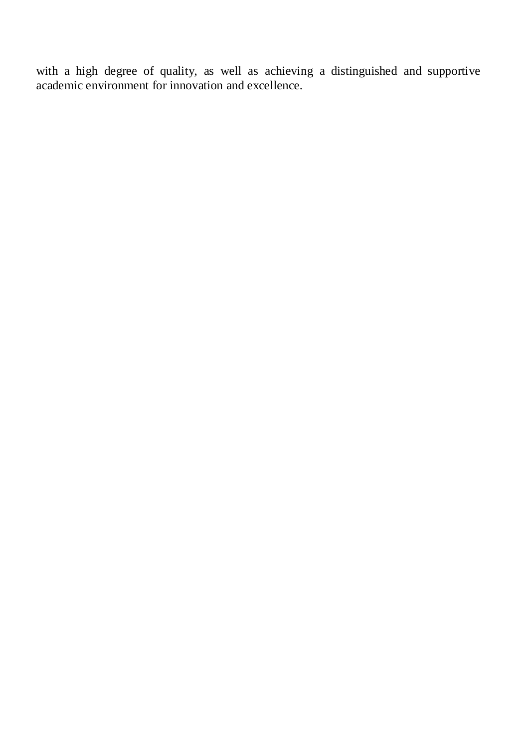with a high degree of quality, as well as achieving a distinguished and supportive academic environment for innovation and excellence.